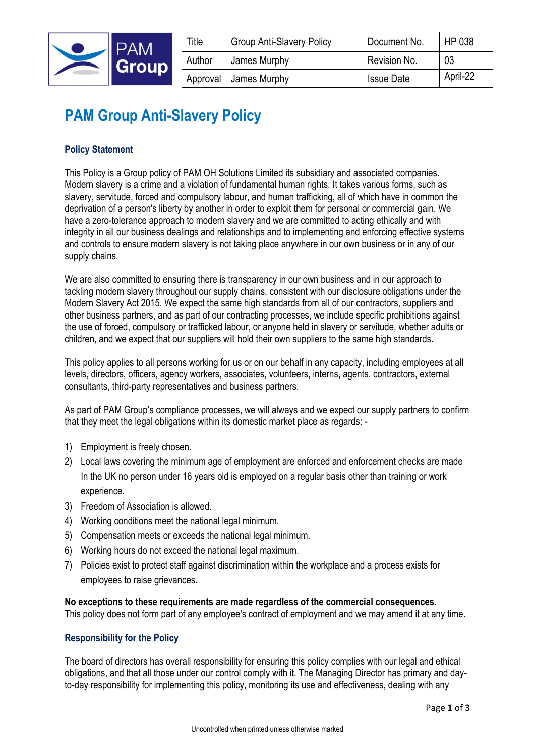| | | | | |
|---|---|---|---|---|
| | Title | Group Anti-Slavery Policy | Document No. | HP 038 |
| | Author | James Murphy | Revision No. | 03 |
| | Approval | James Murphy | Issue Date | April-22 |

# PAM Group Anti-Slavery Policy

## Policy Statement

This Policy is a Group policy of PAM OH Solutions Limited its subsidiary and associated companies. Modern slavery is a crime and a violation of fundamental human rights. It takes various forms, such as slavery, servitude, forced and compulsory labour, and human trafficking, all of which have in common the deprivation of a person's liberty by another in order to exploit them for personal or commercial gain. We have a zero-tolerance approach to modern slavery and we are committed to acting ethically and with integrity in all our business dealings and relationships and to implementing and enforcing effective systems and controls to ensure modern slavery is not taking place anywhere in our own business or in any of our supply chains.

We are also committed to ensuring there is transparency in our own business and in our approach to tackling modern slavery throughout our supply chains, consistent with our disclosure obligations under the Modern Slavery Act 2015. We expect the same high standards from all of our contractors, suppliers and other business partners, and as part of our contracting processes, we include specific prohibitions against the use of forced, compulsory or trafficked labour, or anyone held in slavery or servitude, whether adults or children, and we expect that our suppliers will hold their own suppliers to the same high standards.

This policy applies to all persons working for us or on our behalf in any capacity, including employees at all levels, directors, officers, agency workers, associates, volunteers, interns, agents, contractors, external consultants, third-party representatives and business partners.

As part of PAM Group's compliance processes, we will always and we expect our supply partners to confirm that they meet the legal obligations within its domestic market place as regards: -

1) Employment is freely chosen.
2) Local laws covering the minimum age of employment are enforced and enforcement checks are made In the UK no person under 16 years old is employed on a regular basis other than training or work experience.
3) Freedom of Association is allowed.
4) Working conditions meet the national legal minimum.
5) Compensation meets or exceeds the national legal minimum.
6) Working hours do not exceed the national legal maximum.
7) Policies exist to protect staff against discrimination within the workplace and a process exists for employees to raise grievances.

**No exceptions to these requirements are made regardless of the commercial consequences.**
This policy does not form part of any employee's contract of employment and we may amend it at any time.

## Responsibility for the Policy

The board of directors has overall responsibility for ensuring this policy complies with our legal and ethical obligations, and that all those under our control comply with it. The Managing Director has primary and day-to-day responsibility for implementing this policy, monitoring its use and effectiveness, dealing with any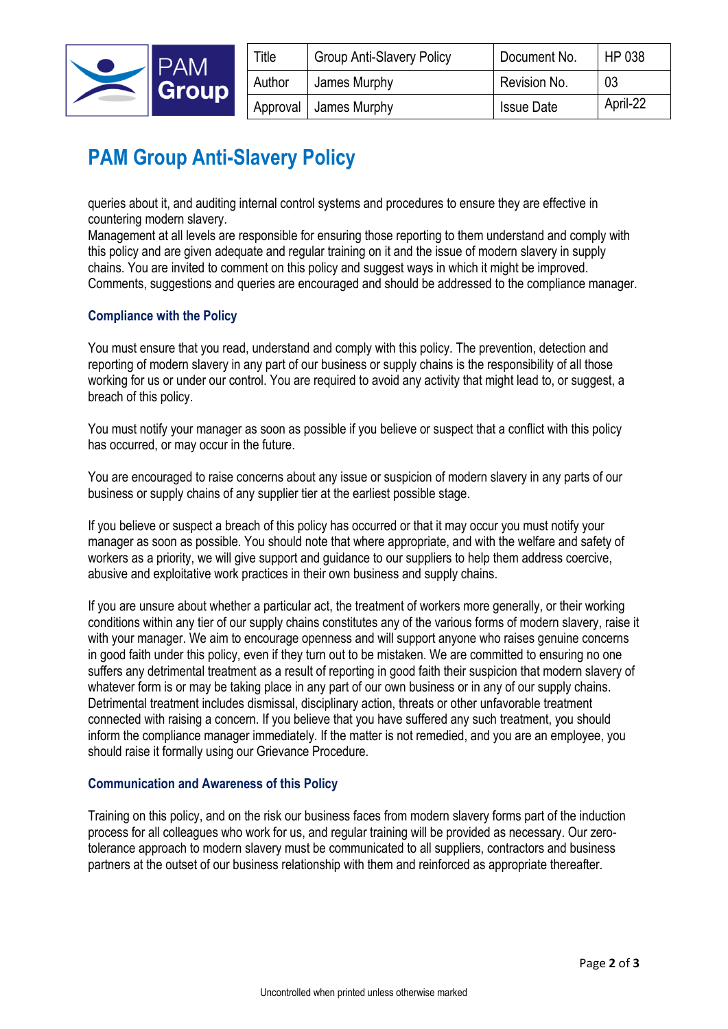queries about it, and auditing internal control systems and procedures to ensure they are effective in countering modern slavery.
Management at all levels are responsible for ensuring those reporting to them understand and comply with this policy and are given adequate and regular training on it and the issue of modern slavery in supply chains. You are invited to comment on this policy and suggest ways in which it might be improved. Comments, suggestions and queries are encouraged and should be addressed to the compliance manager.

### Compliance with the Policy

You must ensure that you read, understand and comply with this policy. The prevention, detection and reporting of modern slavery in any part of our business or supply chains is the responsibility of all those working for us or under our control. You are required to avoid any activity that might lead to, or suggest, a breach of this policy.

You must notify your manager as soon as possible if you believe or suspect that a conflict with this policy has occurred, or may occur in the future.

You are encouraged to raise concerns about any issue or suspicion of modern slavery in any parts of our business or supply chains of any supplier tier at the earliest possible stage.

If you believe or suspect a breach of this policy has occurred or that it may occur you must notify your manager as soon as possible. You should note that where appropriate, and with the welfare and safety of workers as a priority, we will give support and guidance to our suppliers to help them address coercive, abusive and exploitative work practices in their own business and supply chains.

If you are unsure about whether a particular act, the treatment of workers more generally, or their working conditions within any tier of our supply chains constitutes any of the various forms of modern slavery, raise it with your manager. We aim to encourage openness and will support anyone who raises genuine concerns in good faith under this policy, even if they turn out to be mistaken. We are committed to ensuring no one suffers any detrimental treatment as a result of reporting in good faith their suspicion that modern slavery of whatever form is or may be taking place in any part of our own business or in any of our supply chains. Detrimental treatment includes dismissal, disciplinary action, threats or other unfavorable treatment connected with raising a concern. If you believe that you have suffered any such treatment, you should inform the compliance manager immediately. If the matter is not remedied, and you are an employee, you should raise it formally using our Grievance Procedure.

### Communication and Awareness of this Policy

Training on this policy, and on the risk our business faces from modern slavery forms part of the induction process for all colleagues who work for us, and regular training will be provided as necessary. Our zero-tolerance approach to modern slavery must be communicated to all suppliers, contractors and business partners at the outset of our business relationship with them and reinforced as appropriate thereafter.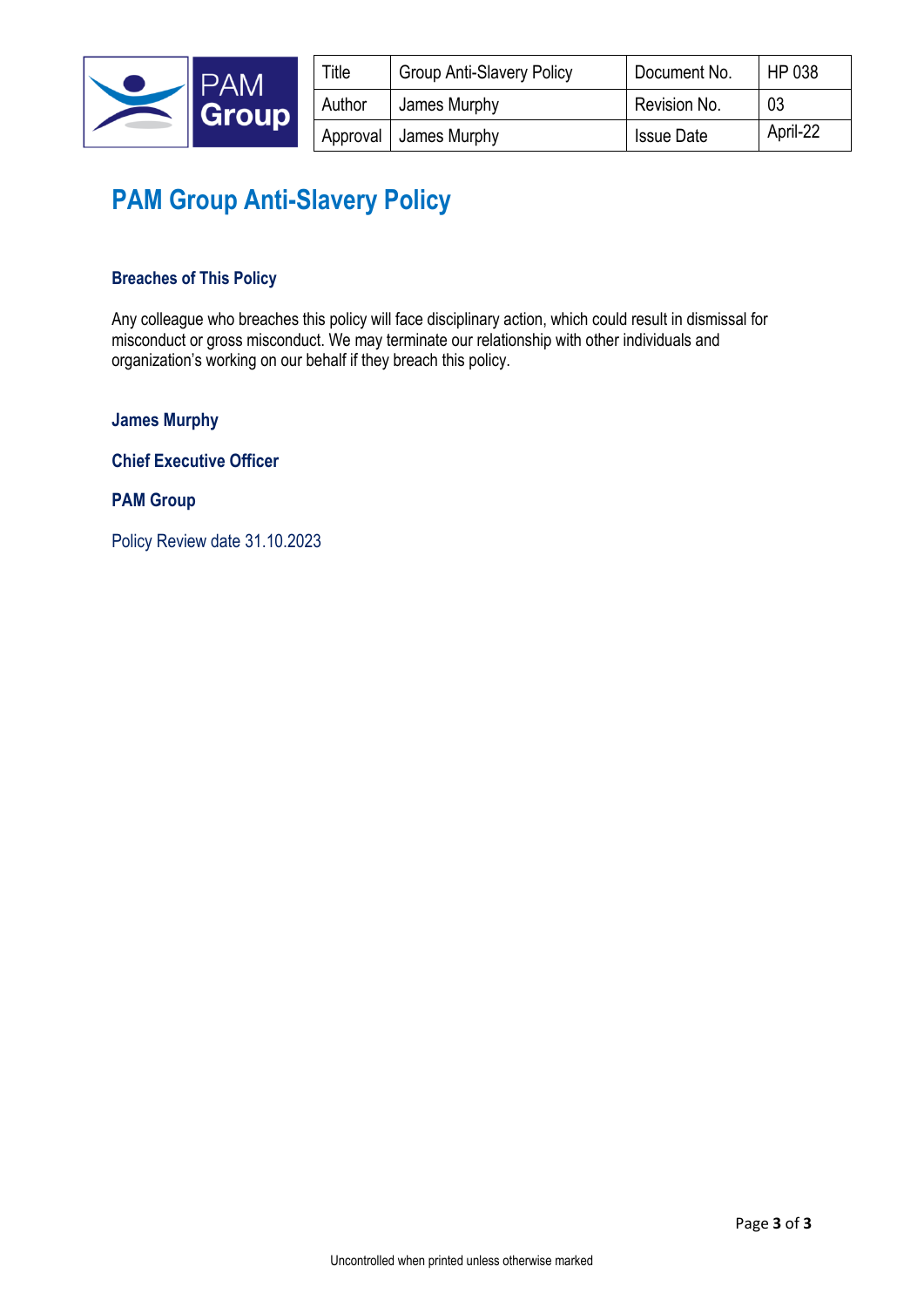# PAM Group Anti-Slavery Policy

### Breaches of This Policy

Any colleague who breaches this policy will face disciplinary action, which could result in dismissal for misconduct or gross misconduct. We may terminate our relationship with other individuals and organization's working on our behalf if they breach this policy.

**James Murphy**

**Chief Executive Officer**

**PAM Group**

Policy Review date 31.10.2023